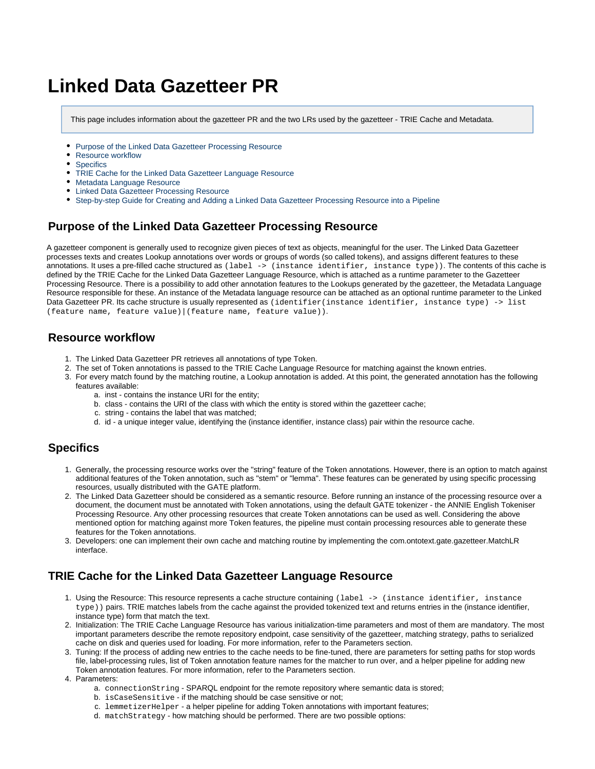# Linked Data Gazetteer PR

> This page includes information about the gazetteer PR and the two LRs used by the gazetteer - TRIE Cache and Metadata.

- Purpose of the Linked Data Gazetteer Processing Resource
- Resource workflow
- Specifics
- TRIE Cache for the Linked Data Gazetteer Language Resource
- Metadata Language Resource
- Linked Data Gazetteer Processing Resource
- Step-by-step Guide for Creating and Adding a Linked Data Gazetteer Processing Resource into a Pipeline

## Purpose of the Linked Data Gazetteer Processing Resource

A gazetteer component is generally used to recognize given pieces of text as objects, meaningful for the user. The Linked Data Gazetteer processes texts and creates Lookup annotations over words or groups of words (so called tokens), and assigns different features to these annotations. It uses a pre-filled cache structured as `(label -> (instance identifier, instance type))`. The contents of this cache is defined by the TRIE Cache for the Linked Data Gazetteer Language Resource, which is attached as a runtime parameter to the Gazetteer Processing Resource. There is a possibility to add other annotation features to the Lookups generated by the gazetteer, the Metadata Language Resource responsible for these. An instance of the Metadata language resource can be attached as an optional runtime parameter to the Linked Data Gazetteer PR. Its cache structure is usually represented as `(identifier(instance identifier, instance type) -> list (feature name, feature value)|(feature name, feature value))`.

## Resource workflow

1. The Linked Data Gazetteer PR retrieves all annotations of type Token.
2. The set of Token annotations is passed to the TRIE Cache Language Resource for matching against the known entries.
3. For every match found by the matching routine, a Lookup annotation is added. At this point, the generated annotation has the following features available:
   a. inst - contains the instance URI for the entity;
   b. class - contains the URI of the class with which the entity is stored within the gazetteer cache;
   c. string - contains the label that was matched;
   d. id - a unique integer value, identifying the (instance identifier, instance class) pair within the resource cache.

## Specifics

1. Generally, the processing resource works over the "string" feature of the Token annotations. However, there is an option to match against additional features of the Token annotation, such as "stem" or "lemma". These features can be generated by using specific processing resources, usually distributed with the GATE platform.
2. The Linked Data Gazetteer should be considered as a semantic resource. Before running an instance of the processing resource over a document, the document must be annotated with Token annotations, using the default GATE tokenizer - the ANNIE English Tokeniser Processing Resource. Any other processing resources that create Token annotations can be used as well. Considering the above mentioned option for matching against more Token features, the pipeline must contain processing resources able to generate these features for the Token annotations.
3. Developers: one can implement their own cache and matching routine by implementing the com.ontotext.gate.gazetteer.MatchLR interface.

## TRIE Cache for the Linked Data Gazetteer Language Resource

1. Using the Resource: This resource represents a cache structure containing `(label -> (instance identifier, instance type))` pairs. TRIE matches labels from the cache against the provided tokenized text and returns entries in the (instance identifier, instance type) form that match the text.
2. Initialization: The TRIE Cache Language Resource has various initialization-time parameters and most of them are mandatory. The most important parameters describe the remote repository endpoint, case sensitivity of the gazetteer, matching strategy, paths to serialized cache on disk and queries used for loading. For more information, refer to the Parameters section.
3. Tuning: If the process of adding new entries to the cache needs to be fine-tuned, there are parameters for setting paths for stop words file, label-processing rules, list of Token annotation feature names for the matcher to run over, and a helper pipeline for adding new Token annotation features. For more information, refer to the Parameters section.
4. Parameters:
   a. `connectionString` - SPARQL endpoint for the remote repository where semantic data is stored;
   b. `isCaseSensitive` - if the matching should be case sensitive or not;
   c. `lemmetizerHelper` - a helper pipeline for adding Token annotations with important features;
   d. `matchStrategy` - how matching should be performed. There are two possible options: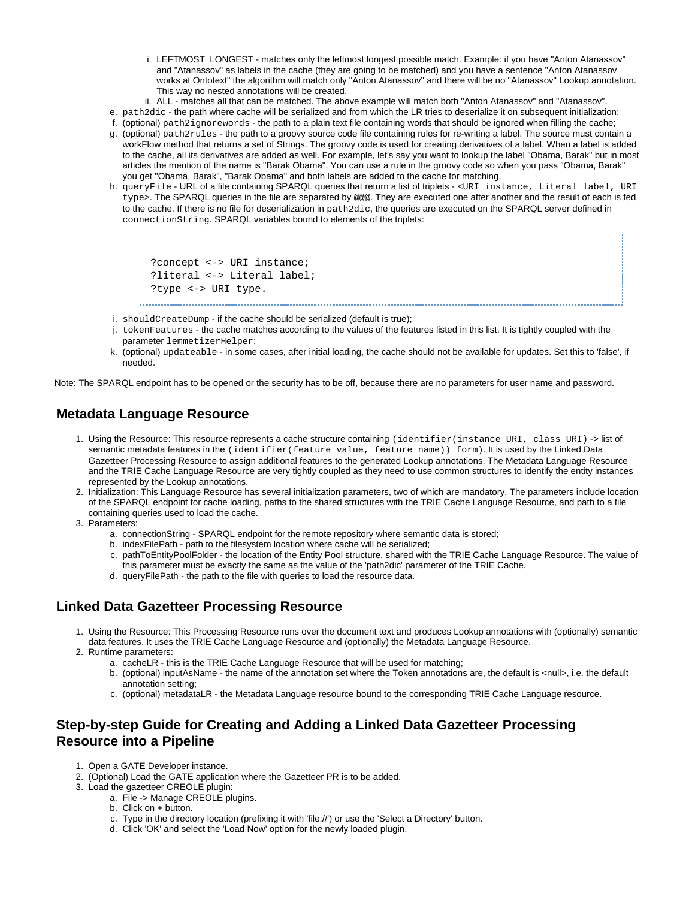i. LEFTMOST_LONGEST - matches only the leftmost longest possible match. Example: if you have "Anton Atanassov" and "Atanassov" as labels in the cache (they are going to be matched) and you have a sentence "Anton Atanassov works at Ontotext" the algorithm will match only "Anton Atanassov" and there will be no "Atanassov" Lookup annotation. This way no nested annotations will be created.
   ii. ALL - matches all that can be matched. The above example will match both "Anton Atanassov" and "Atanassov".

e. `path2dic` - the path where cache will be serialized and from which the LR tries to deserialize it on subsequent initialization;
f. (optional) `path2ignorewords` - the path to a plain text file containing words that should be ignored when filling the cache;
g. (optional) `path2rules` - the path to a groovy source code file containing rules for re-writing a label. The source must contain a workFlow method that returns a set of Strings. The groovy code is used for creating derivatives of a label. When a label is added to the cache, all its derivatives are added as well. For example, let's say you want to lookup the label "Obama, Barak" but in most articles the mention of the name is "Barak Obama". You can use a rule in the groovy code so when you pass "Obama, Barak" you get "Obama, Barak", "Barak Obama" and both labels are added to the cache for matching.
h. `queryFile` - URL of a file containing SPARQL queries that return a list of triplets - <`URI instance, Literal label, URI type`>. The SPARQL queries in the file are separated by `@@@`. They are executed one after another and the result of each is fed to the cache. If there is no file for deserialization in `path2dic`, the queries are executed on the SPARQL server defined in `connectionString`. SPARQL variables bound to elements of the triplets:

```
?concept <-> URI instance;
?literal <-> Literal label;
?type <-> URI type.
```

i. `shouldCreateDump` - if the cache should be serialized (default is true);
j. `tokenFeatures` - the cache matches according to the values of the features listed in this list. It is tightly coupled with the parameter `lemmetizerHelper`;
k. (optional) `updateable` - in some cases, after initial loading, the cache should not be available for updates. Set this to 'false', if needed.

Note: The SPARQL endpoint has to be opened or the security has to be off, because there are no parameters for user name and password.

## Metadata Language Resource

1. Using the Resource: This resource represents a cache structure containing `(identifier(instance URI, class URI)` -> list of semantic metadata features in the `(identifier(feature value, feature name)) form)`. It is used by the Linked Data Gazetteer Processing Resource to assign additional features to the generated Lookup annotations. The Metadata Language Resource and the TRIE Cache Language Resource are very tightly coupled as they need to use common structures to identify the entity instances represented by the Lookup annotations.
2. Initialization: This Language Resource has several initialization parameters, two of which are mandatory. The parameters include location of the SPARQL endpoint for cache loading, paths to the shared structures with the TRIE Cache Language Resource, and path to a file containing queries used to load the cache.
3. Parameters:
   a. connectionString - SPARQL endpoint for the remote repository where semantic data is stored;
   b. indexFilePath - path to the filesystem location where cache will be serialized;
   c. pathToEntityPoolFolder - the location of the Entity Pool structure, shared with the TRIE Cache Language Resource. The value of this parameter must be exactly the same as the value of the 'path2dic' parameter of the TRIE Cache.
   d. queryFilePath - the path to the file with queries to load the resource data.

## Linked Data Gazetteer Processing Resource

1. Using the Resource: This Processing Resource runs over the document text and produces Lookup annotations with (optionally) semantic data features. It uses the TRIE Cache Language Resource and (optionally) the Metadata Language Resource.
2. Runtime parameters:
   a. cacheLR - this is the TRIE Cache Language Resource that will be used for matching;
   b. (optional) inputAsName - the name of the annotation set where the Token annotations are, the default is <null>, i.e. the default annotation setting;
   c. (optional) metadataLR - the Metadata Language resource bound to the corresponding TRIE Cache Language resource.

## Step-by-step Guide for Creating and Adding a Linked Data Gazetteer Processing Resource into a Pipeline

1. Open a GATE Developer instance.
2. (Optional) Load the GATE application where the Gazetteer PR is to be added.
3. Load the gazetteer CREOLE plugin:
   a. File -> Manage CREOLE plugins.
   b. Click on + button.
   c. Type in the directory location (prefixing it with 'file://') or use the 'Select a Directory' button.
   d. Click 'OK' and select the 'Load Now' option for the newly loaded plugin.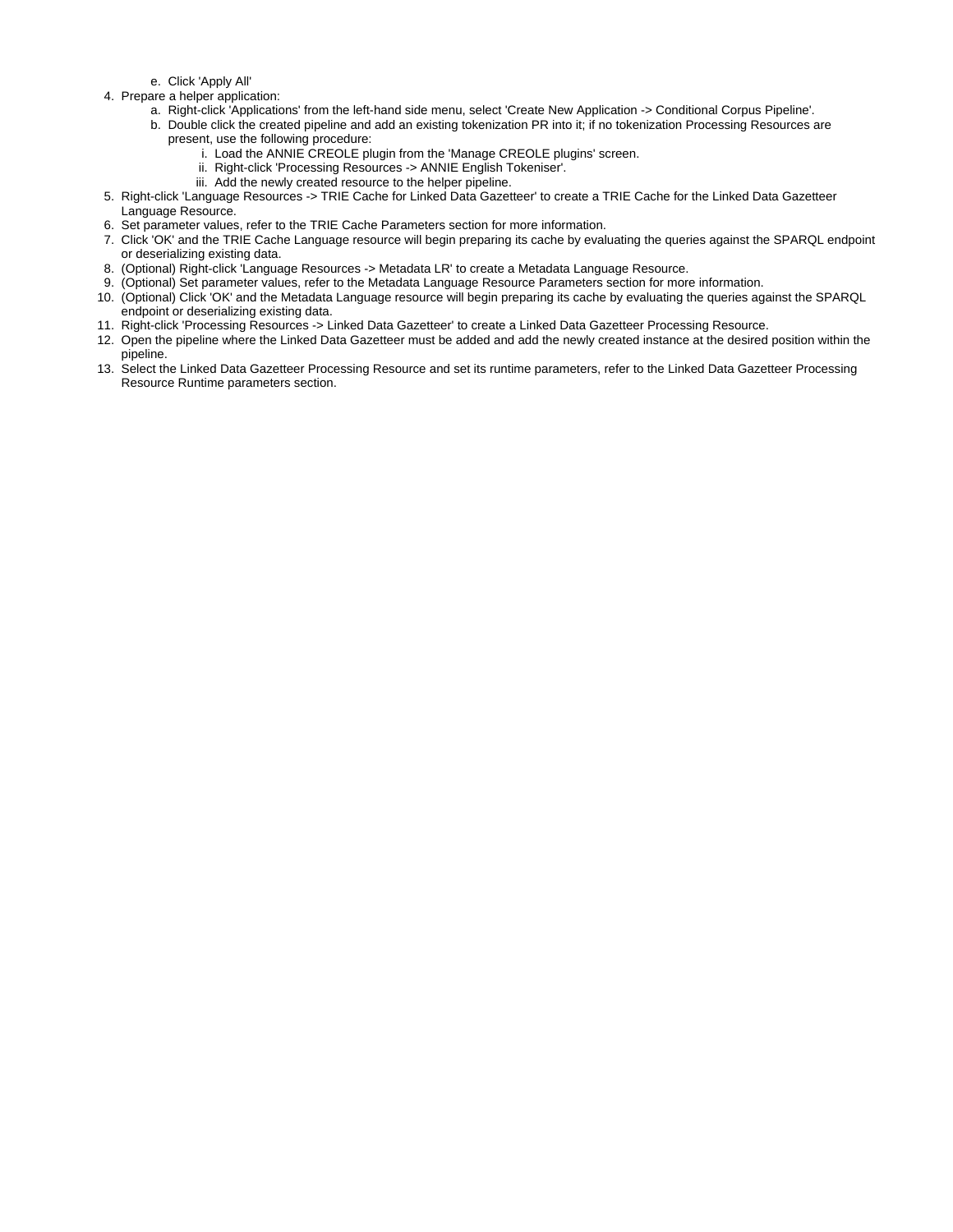e. Click 'Apply All'

4. Prepare a helper application:
   a. Right-click 'Applications' from the left-hand side menu, select 'Create New Application -> Conditional Corpus Pipeline'.
   b. Double click the created pipeline and add an existing tokenization PR into it; if no tokenization Processing Resources are present, use the following procedure:
      i. Load the ANNIE CREOLE plugin from the 'Manage CREOLE plugins' screen.
      ii. Right-click 'Processing Resources -> ANNIE English Tokeniser'.
      iii. Add the newly created resource to the helper pipeline.
5. Right-click 'Language Resources -> TRIE Cache for Linked Data Gazetteer' to create a TRIE Cache for the Linked Data Gazetteer Language Resource.
6. Set parameter values, refer to the TRIE Cache Parameters section for more information.
7. Click 'OK' and the TRIE Cache Language resource will begin preparing its cache by evaluating the queries against the SPARQL endpoint or deserializing existing data.
8. (Optional) Right-click 'Language Resources -> Metadata LR' to create a Metadata Language Resource.
9. (Optional) Set parameter values, refer to the Metadata Language Resource Parameters section for more information.
10. (Optional) Click 'OK' and the Metadata Language resource will begin preparing its cache by evaluating the queries against the SPARQL endpoint or deserializing existing data.
11. Right-click 'Processing Resources -> Linked Data Gazetteer' to create a Linked Data Gazetteer Processing Resource.
12. Open the pipeline where the Linked Data Gazetteer must be added and add the newly created instance at the desired position within the pipeline.
13. Select the Linked Data Gazetteer Processing Resource and set its runtime parameters, refer to the Linked Data Gazetteer Processing Resource Runtime parameters section.